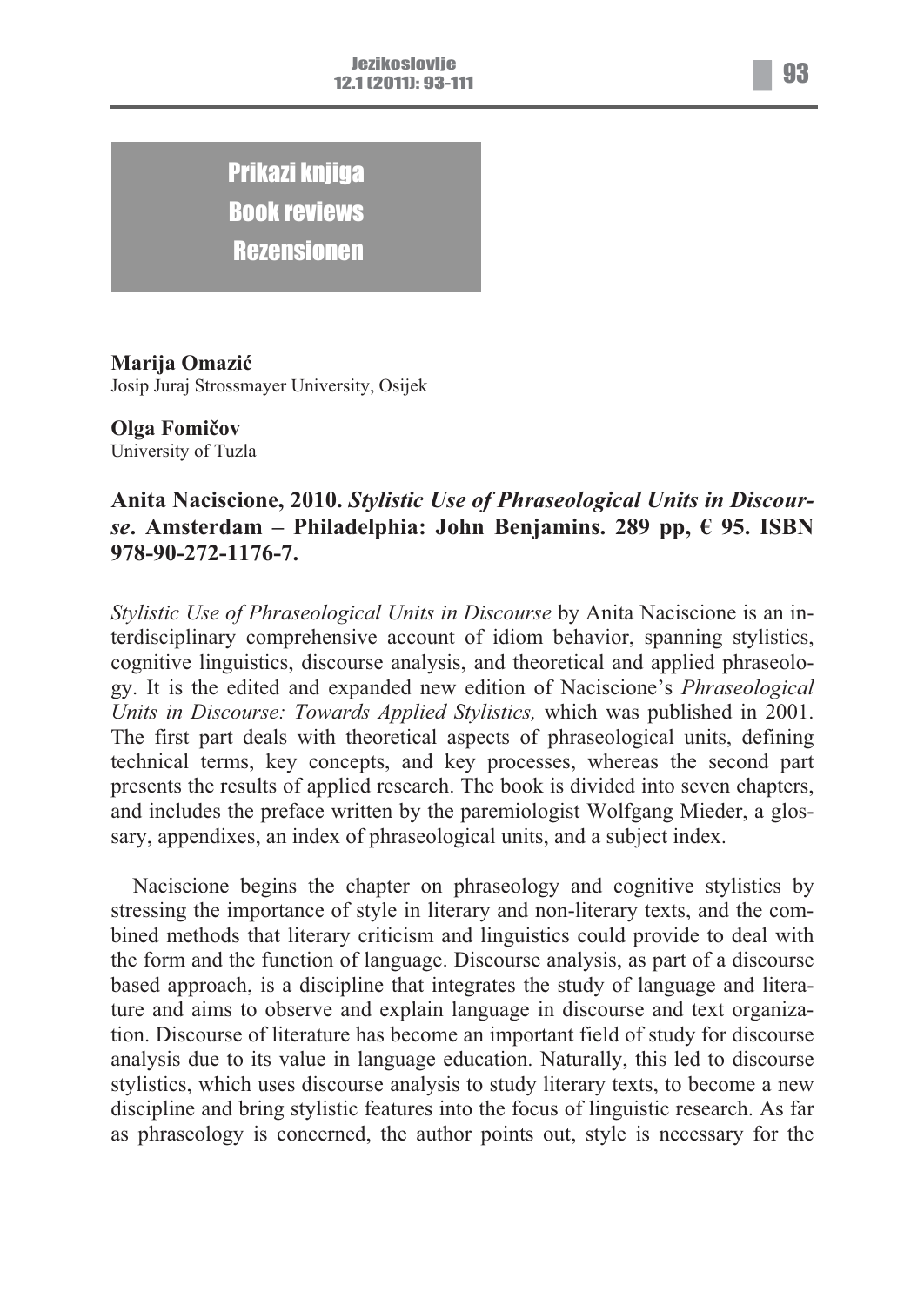# Prikazi knjiga
# Book reviews
# Rezensionen

**Marija Omazić**
Josip Juraj Strossmayer University, Osijek

**Olga Fomičov**
University of Tuzla

## Anita Naciscione, 2010. *Stylistic Use of Phraseological Units in Discourse*. Amsterdam – Philadelphia: John Benjamins. 289 pp, € 95. ISBN 978-90-272-1176-7.

*Stylistic Use of Phraseological Units in Discourse* by Anita Naciscione is an interdisciplinary comprehensive account of idiom behavior, spanning stylistics, cognitive linguistics, discourse analysis, and theoretical and applied phraseology. It is the edited and expanded new edition of Naciscione's *Phraseological Units in Discourse: Towards Applied Stylistics,* which was published in 2001. The first part deals with theoretical aspects of phraseological units, defining technical terms, key concepts, and key processes, whereas the second part presents the results of applied research. The book is divided into seven chapters, and includes the preface written by the paremiologist Wolfgang Mieder, a glossary, appendixes, an index of phraseological units, and a subject index.

Naciscione begins the chapter on phraseology and cognitive stylistics by stressing the importance of style in literary and non-literary texts, and the combined methods that literary criticism and linguistics could provide to deal with the form and the function of language. Discourse analysis, as part of a discourse based approach, is a discipline that integrates the study of language and literature and aims to observe and explain language in discourse and text organization. Discourse of literature has become an important field of study for discourse analysis due to its value in language education. Naturally, this led to discourse stylistics, which uses discourse analysis to study literary texts, to become a new discipline and bring stylistic features into the focus of linguistic research. As far as phraseology is concerned, the author points out, style is necessary for the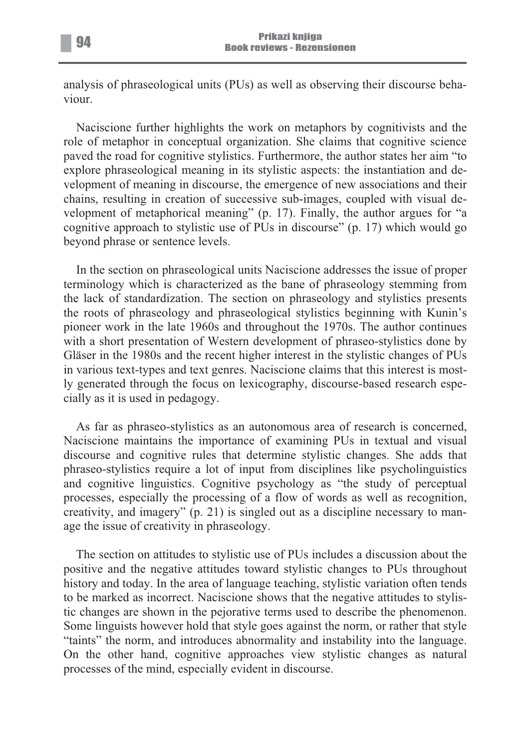analysis of phraseological units (PUs) as well as observing their discourse behaviour.

Naciscione further highlights the work on metaphors by cognitivists and the role of metaphor in conceptual organization. She claims that cognitive science paved the road for cognitive stylistics. Furthermore, the author states her aim "to explore phraseological meaning in its stylistic aspects: the instantiation and development of meaning in discourse, the emergence of new associations and their chains, resulting in creation of successive sub-images, coupled with visual development of metaphorical meaning" (p. 17). Finally, the author argues for "a cognitive approach to stylistic use of PUs in discourse" (p. 17) which would go beyond phrase or sentence levels.

In the section on phraseological units Naciscione addresses the issue of proper terminology which is characterized as the bane of phraseology stemming from the lack of standardization. The section on phraseology and stylistics presents the roots of phraseology and phraseological stylistics beginning with Kunin's pioneer work in the late 1960s and throughout the 1970s. The author continues with a short presentation of Western development of phraseo-stylistics done by Gläser in the 1980s and the recent higher interest in the stylistic changes of PUs in various text-types and text genres. Naciscione claims that this interest is mostly generated through the focus on lexicography, discourse-based research especially as it is used in pedagogy.

As far as phraseo-stylistics as an autonomous area of research is concerned, Naciscione maintains the importance of examining PUs in textual and visual discourse and cognitive rules that determine stylistic changes. She adds that phraseo-stylistics require a lot of input from disciplines like psycholinguistics and cognitive linguistics. Cognitive psychology as "the study of perceptual processes, especially the processing of a flow of words as well as recognition, creativity, and imagery" (p. 21) is singled out as a discipline necessary to manage the issue of creativity in phraseology.

The section on attitudes to stylistic use of PUs includes a discussion about the positive and the negative attitudes toward stylistic changes to PUs throughout history and today. In the area of language teaching, stylistic variation often tends to be marked as incorrect. Naciscione shows that the negative attitudes to stylistic changes are shown in the pejorative terms used to describe the phenomenon. Some linguists however hold that style goes against the norm, or rather that style "taints" the norm, and introduces abnormality and instability into the language. On the other hand, cognitive approaches view stylistic changes as natural processes of the mind, especially evident in discourse.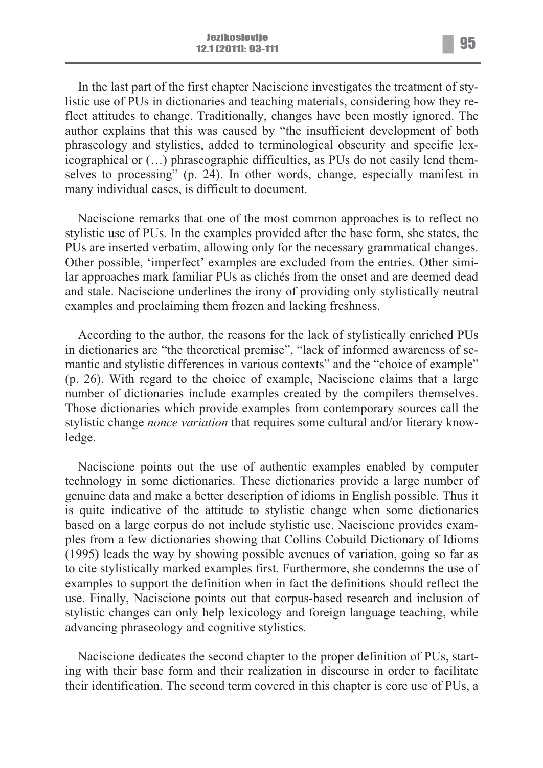In the last part of the first chapter Naciscione investigates the treatment of stylistic use of PUs in dictionaries and teaching materials, considering how they reflect attitudes to change. Traditionally, changes have been mostly ignored. The author explains that this was caused by "the insufficient development of both phraseology and stylistics, added to terminological obscurity and specific lexicographical or (…) phraseographic difficulties, as PUs do not easily lend themselves to processing" (p. 24). In other words, change, especially manifest in many individual cases, is difficult to document.

Naciscione remarks that one of the most common approaches is to reflect no stylistic use of PUs. In the examples provided after the base form, she states, the PUs are inserted verbatim, allowing only for the necessary grammatical changes. Other possible, 'imperfect' examples are excluded from the entries. Other similar approaches mark familiar PUs as clichés from the onset and are deemed dead and stale. Naciscione underlines the irony of providing only stylistically neutral examples and proclaiming them frozen and lacking freshness.

According to the author, the reasons for the lack of stylistically enriched PUs in dictionaries are "the theoretical premise", "lack of informed awareness of semantic and stylistic differences in various contexts" and the "choice of example" (p. 26). With regard to the choice of example, Naciscione claims that a large number of dictionaries include examples created by the compilers themselves. Those dictionaries which provide examples from contemporary sources call the stylistic change *nonce variation* that requires some cultural and/or literary knowledge.

Naciscione points out the use of authentic examples enabled by computer technology in some dictionaries. These dictionaries provide a large number of genuine data and make a better description of idioms in English possible. Thus it is quite indicative of the attitude to stylistic change when some dictionaries based on a large corpus do not include stylistic use. Naciscione provides examples from a few dictionaries showing that Collins Cobuild Dictionary of Idioms (1995) leads the way by showing possible avenues of variation, going so far as to cite stylistically marked examples first. Furthermore, she condemns the use of examples to support the definition when in fact the definitions should reflect the use. Finally, Naciscione points out that corpus-based research and inclusion of stylistic changes can only help lexicology and foreign language teaching, while advancing phraseology and cognitive stylistics.

Naciscione dedicates the second chapter to the proper definition of PUs, starting with their base form and their realization in discourse in order to facilitate their identification. The second term covered in this chapter is core use of PUs, a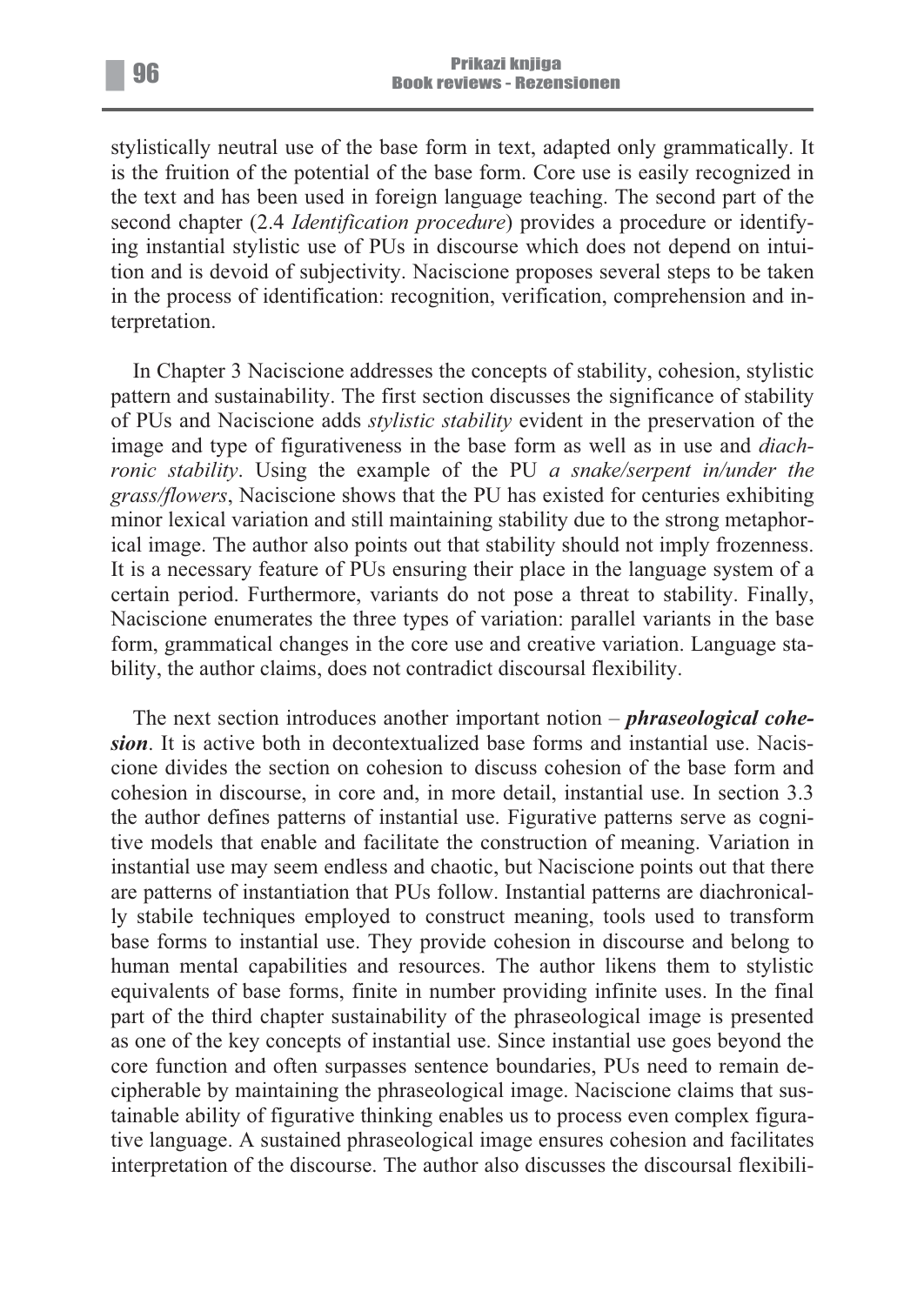stylistically neutral use of the base form in text, adapted only grammatically. It is the fruition of the potential of the base form. Core use is easily recognized in the text and has been used in foreign language teaching. The second part of the second chapter (2.4 *Identification procedure*) provides a procedure or identifying instantial stylistic use of PUs in discourse which does not depend on intuition and is devoid of subjectivity. Naciscione proposes several steps to be taken in the process of identification: recognition, verification, comprehension and interpretation.

In Chapter 3 Naciscione addresses the concepts of stability, cohesion, stylistic pattern and sustainability. The first section discusses the significance of stability of PUs and Naciscione adds *stylistic stability* evident in the preservation of the image and type of figurativeness in the base form as well as in use and *diachronic stability*. Using the example of the PU *a snake/serpent in/under the grass/flowers*, Naciscione shows that the PU has existed for centuries exhibiting minor lexical variation and still maintaining stability due to the strong metaphorical image. The author also points out that stability should not imply frozenness. It is a necessary feature of PUs ensuring their place in the language system of a certain period. Furthermore, variants do not pose a threat to stability. Finally, Naciscione enumerates the three types of variation: parallel variants in the base form, grammatical changes in the core use and creative variation. Language stability, the author claims, does not contradict discoursal flexibility.

The next section introduces another important notion – ***phraseological cohesion***. It is active both in decontextualized base forms and instantial use. Naciscione divides the section on cohesion to discuss cohesion of the base form and cohesion in discourse, in core and, in more detail, instantial use. In section 3.3 the author defines patterns of instantial use. Figurative patterns serve as cognitive models that enable and facilitate the construction of meaning. Variation in instantial use may seem endless and chaotic, but Naciscione points out that there are patterns of instantiation that PUs follow. Instantial patterns are diachronically stabile techniques employed to construct meaning, tools used to transform base forms to instantial use. They provide cohesion in discourse and belong to human mental capabilities and resources. The author likens them to stylistic equivalents of base forms, finite in number providing infinite uses. In the final part of the third chapter sustainability of the phraseological image is presented as one of the key concepts of instantial use. Since instantial use goes beyond the core function and often surpasses sentence boundaries, PUs need to remain decipherable by maintaining the phraseological image. Naciscione claims that sustainable ability of figurative thinking enables us to process even complex figurative language. A sustained phraseological image ensures cohesion and facilitates interpretation of the discourse. The author also discusses the discoursal flexibili-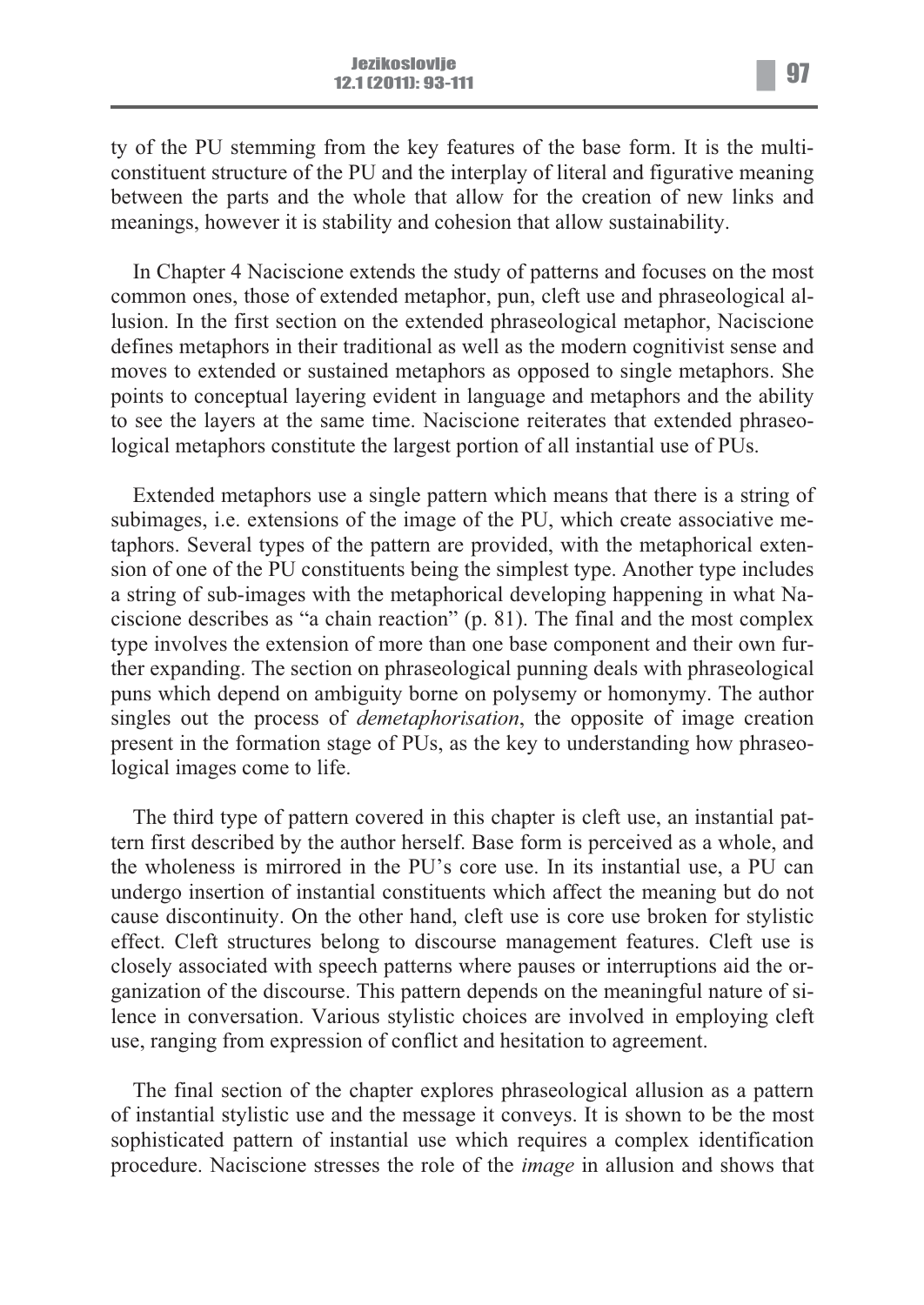ty of the PU stemming from the key features of the base form. It is the multi-constituent structure of the PU and the interplay of literal and figurative meaning between the parts and the whole that allow for the creation of new links and meanings, however it is stability and cohesion that allow sustainability.

In Chapter 4 Naciscione extends the study of patterns and focuses on the most common ones, those of extended metaphor, pun, cleft use and phraseological allusion. In the first section on the extended phraseological metaphor, Naciscione defines metaphors in their traditional as well as the modern cognitivist sense and moves to extended or sustained metaphors as opposed to single metaphors. She points to conceptual layering evident in language and metaphors and the ability to see the layers at the same time. Naciscione reiterates that extended phraseological metaphors constitute the largest portion of all instantial use of PUs.

Extended metaphors use a single pattern which means that there is a string of subimages, i.e. extensions of the image of the PU, which create associative metaphors. Several types of the pattern are provided, with the metaphorical extension of one of the PU constituents being the simplest type. Another type includes a string of sub-images with the metaphorical developing happening in what Naciscione describes as "a chain reaction" (p. 81). The final and the most complex type involves the extension of more than one base component and their own further expanding. The section on phraseological punning deals with phraseological puns which depend on ambiguity borne on polysemy or homonymy. The author singles out the process of *demetaphorisation*, the opposite of image creation present in the formation stage of PUs, as the key to understanding how phraseological images come to life.

The third type of pattern covered in this chapter is cleft use, an instantial pattern first described by the author herself. Base form is perceived as a whole, and the wholeness is mirrored in the PU's core use. In its instantial use, a PU can undergo insertion of instantial constituents which affect the meaning but do not cause discontinuity. On the other hand, cleft use is core use broken for stylistic effect. Cleft structures belong to discourse management features. Cleft use is closely associated with speech patterns where pauses or interruptions aid the organization of the discourse. This pattern depends on the meaningful nature of silence in conversation. Various stylistic choices are involved in employing cleft use, ranging from expression of conflict and hesitation to agreement.

The final section of the chapter explores phraseological allusion as a pattern of instantial stylistic use and the message it conveys. It is shown to be the most sophisticated pattern of instantial use which requires a complex identification procedure. Naciscione stresses the role of the *image* in allusion and shows that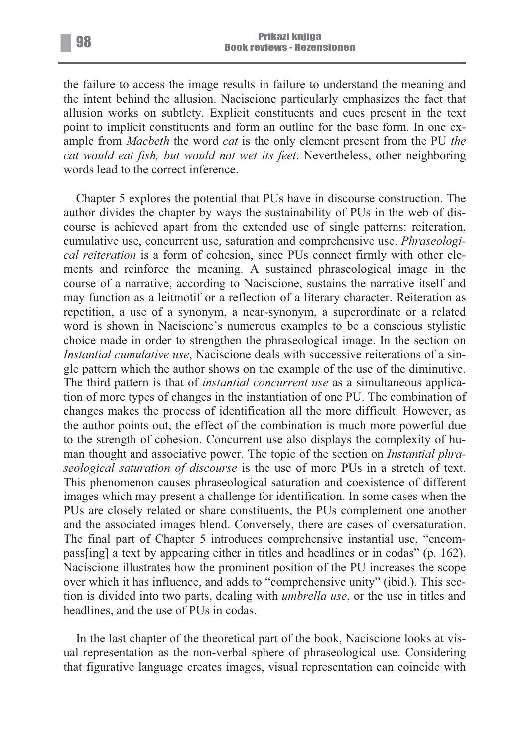the failure to access the image results in failure to understand the meaning and the intent behind the allusion. Naciscione particularly emphasizes the fact that allusion works on subtlety. Explicit constituents and cues present in the text point to implicit constituents and form an outline for the base form. In one example from *Macbeth* the word *cat* is the only element present from the PU *the cat would eat fish, but would not wet its feet*. Nevertheless, other neighboring words lead to the correct inference.

Chapter 5 explores the potential that PUs have in discourse construction. The author divides the chapter by ways the sustainability of PUs in the web of discourse is achieved apart from the extended use of single patterns: reiteration, cumulative use, concurrent use, saturation and comprehensive use. *Phraseological reiteration* is a form of cohesion, since PUs connect firmly with other elements and reinforce the meaning. A sustained phraseological image in the course of a narrative, according to Naciscione, sustains the narrative itself and may function as a leitmotif or a reflection of a literary character. Reiteration as repetition, a use of a synonym, a near-synonym, a superordinate or a related word is shown in Naciscione's numerous examples to be a conscious stylistic choice made in order to strengthen the phraseological image. In the section on *Instantial cumulative use*, Naciscione deals with successive reiterations of a single pattern which the author shows on the example of the use of the diminutive. The third pattern is that of *instantial concurrent use* as a simultaneous application of more types of changes in the instantiation of one PU. The combination of changes makes the process of identification all the more difficult. However, as the author points out, the effect of the combination is much more powerful due to the strength of cohesion. Concurrent use also displays the complexity of human thought and associative power. The topic of the section on *Instantial phraseological saturation of discourse* is the use of more PUs in a stretch of text. This phenomenon causes phraseological saturation and coexistence of different images which may present a challenge for identification. In some cases when the PUs are closely related or share constituents, the PUs complement one another and the associated images blend. Conversely, there are cases of oversaturation. The final part of Chapter 5 introduces comprehensive instantial use, "encompass[ing] a text by appearing either in titles and headlines or in codas" (p. 162). Naciscione illustrates how the prominent position of the PU increases the scope over which it has influence, and adds to "comprehensive unity" (ibid.). This section is divided into two parts, dealing with *umbrella use*, or the use in titles and headlines, and the use of PUs in codas.

In the last chapter of the theoretical part of the book, Naciscione looks at visual representation as the non-verbal sphere of phraseological use. Considering that figurative language creates images, visual representation can coincide with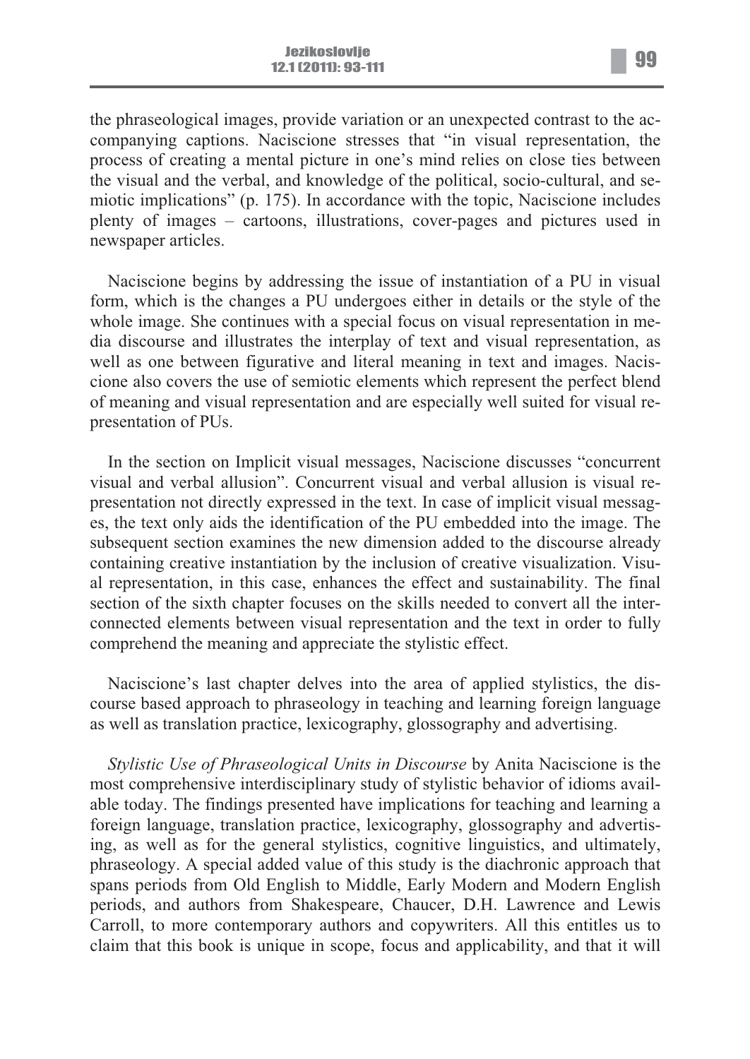the phraseological images, provide variation or an unexpected contrast to the accompanying captions. Naciscione stresses that "in visual representation, the process of creating a mental picture in one's mind relies on close ties between the visual and the verbal, and knowledge of the political, socio-cultural, and semiotic implications" (p. 175). In accordance with the topic, Naciscione includes plenty of images – cartoons, illustrations, cover-pages and pictures used in newspaper articles.

Naciscione begins by addressing the issue of instantiation of a PU in visual form, which is the changes a PU undergoes either in details or the style of the whole image. She continues with a special focus on visual representation in media discourse and illustrates the interplay of text and visual representation, as well as one between figurative and literal meaning in text and images. Naciscione also covers the use of semiotic elements which represent the perfect blend of meaning and visual representation and are especially well suited for visual representation of PUs.

In the section on Implicit visual messages, Naciscione discusses "concurrent visual and verbal allusion". Concurrent visual and verbal allusion is visual representation not directly expressed in the text. In case of implicit visual messages, the text only aids the identification of the PU embedded into the image. The subsequent section examines the new dimension added to the discourse already containing creative instantiation by the inclusion of creative visualization. Visual representation, in this case, enhances the effect and sustainability. The final section of the sixth chapter focuses on the skills needed to convert all the interconnected elements between visual representation and the text in order to fully comprehend the meaning and appreciate the stylistic effect.

Naciscione's last chapter delves into the area of applied stylistics, the discourse based approach to phraseology in teaching and learning foreign language as well as translation practice, lexicography, glossography and advertising.

*Stylistic Use of Phraseological Units in Discourse* by Anita Naciscione is the most comprehensive interdisciplinary study of stylistic behavior of idioms available today. The findings presented have implications for teaching and learning a foreign language, translation practice, lexicography, glossography and advertising, as well as for the general stylistics, cognitive linguistics, and ultimately, phraseology. A special added value of this study is the diachronic approach that spans periods from Old English to Middle, Early Modern and Modern English periods, and authors from Shakespeare, Chaucer, D.H. Lawrence and Lewis Carroll, to more contemporary authors and copywriters. All this entitles us to claim that this book is unique in scope, focus and applicability, and that it will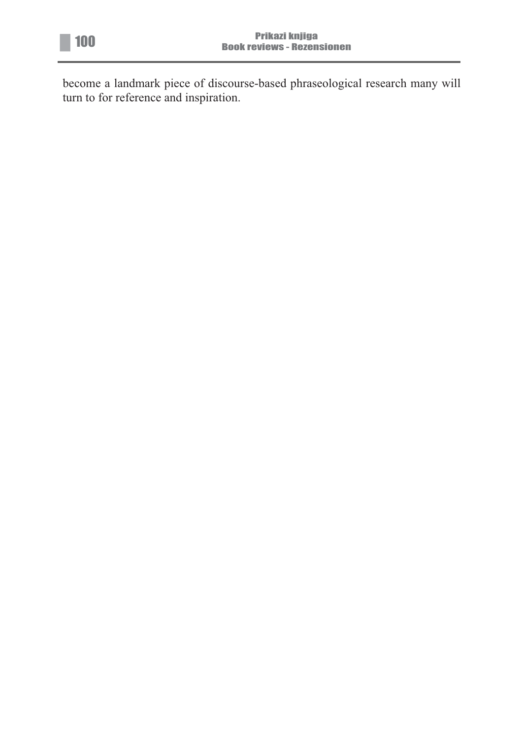become a landmark piece of discourse-based phraseological research many will turn to for reference and inspiration.